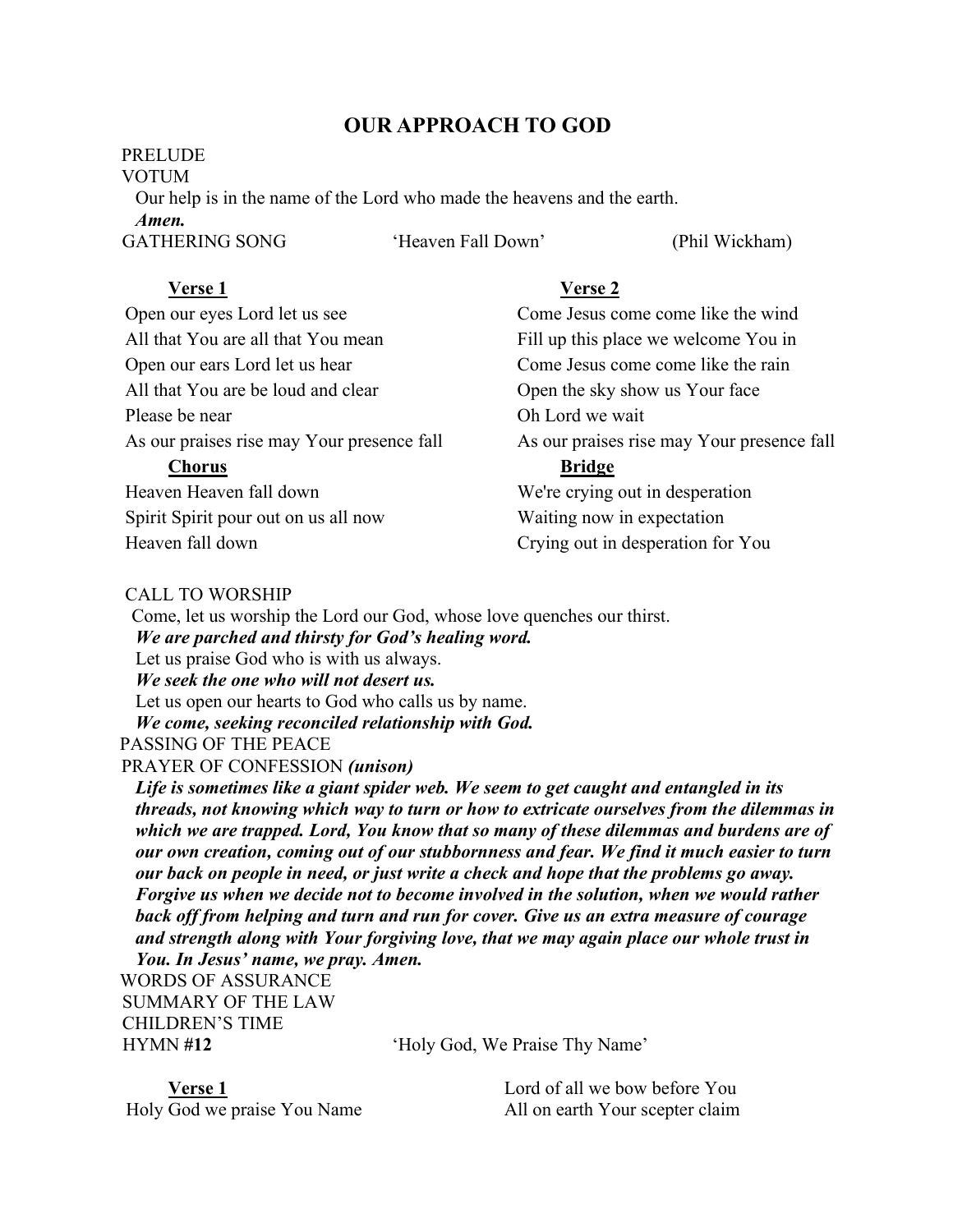# OUR APPROACH TO GOD

PRELUDE

VOTUM

Our help is in the name of the Lord who made the heavens and the earth.

***Amen.***

GATHERING SONG 'Heaven Fall Down' (Phil Wickham)

**<u>Verse 1</u>**

Open our eyes Lord let us see
All that You are all that You mean
Open our ears Lord let us hear
All that You are be loud and clear
Please be near
As our praises rise may Your presence fall

**<u>Chorus</u>**

Heaven Heaven fall down
Spirit Spirit pour out on us all now
Heaven fall down

**<u>Verse 2</u>**

Come Jesus come come like the wind
Fill up this place we welcome You in
Come Jesus come come like the rain
Open the sky show us Your face
Oh Lord we wait
As our praises rise may Your presence fall

**<u>Bridge</u>**

We're crying out in desperation
Waiting now in expectation
Crying out in desperation for You

CALL TO WORSHIP

Come, let us worship the Lord our God, whose love quenches our thirst.

***We are parched and thirsty for God's healing word.***

Let us praise God who is with us always.

***We seek the one who will not desert us.***

Let us open our hearts to God who calls us by name.

***We come, seeking reconciled relationship with God.***

PASSING OF THE PEACE

PRAYER OF CONFESSION ***(unison)***

***Life is sometimes like a giant spider web. We seem to get caught and entangled in its threads, not knowing which way to turn or how to extricate ourselves from the dilemmas in which we are trapped. Lord, You know that so many of these dilemmas and burdens are of our own creation, coming out of our stubbornness and fear. We find it much easier to turn our back on people in need, or just write a check and hope that the problems go away. Forgive us when we decide not to become involved in the solution, when we would rather back off from helping and turn and run for cover. Give us an extra measure of courage and strength along with Your forgiving love, that we may again place our whole trust in You. In Jesus' name, we pray. Amen.***

WORDS OF ASSURANCE

SUMMARY OF THE LAW

CHILDREN'S TIME

HYMN **#12** 'Holy God, We Praise Thy Name'

**<u>Verse 1</u>**

Holy God we praise You Name
Lord of all we bow before You
All on earth Your scepter claim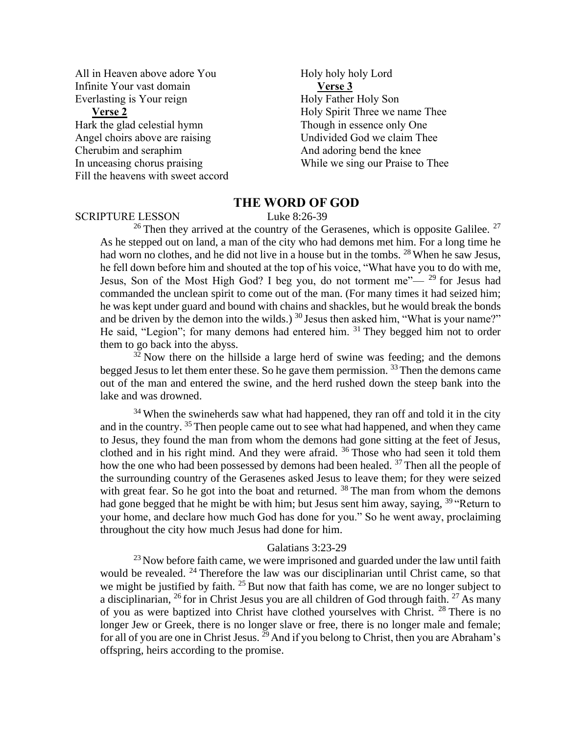All in Heaven above adore You
Infinite Your vast domain
Everlasting is Your reign

**Verse 2**

Hark the glad celestial hymn
Angel choirs above are raising
Cherubim and seraphim
In unceasing chorus praising
Fill the heavens with sweet accord
Holy holy holy Lord

**Verse 3**

Holy Father Holy Son
Holy Spirit Three we name Thee
Though in essence only One
Undivided God we claim Thee
And adoring bend the knee
While we sing our Praise to Thee

## THE WORD OF GOD

SCRIPTURE LESSON Luke 8:26-39

[26] Then they arrived at the country of the Gerasenes, which is opposite Galilee. [27] As he stepped out on land, a man of the city who had demons met him. For a long time he had worn no clothes, and he did not live in a house but in the tombs. [28] When he saw Jesus, he fell down before him and shouted at the top of his voice, "What have you to do with me, Jesus, Son of the Most High God? I beg you, do not torment me"— [29] for Jesus had commanded the unclean spirit to come out of the man. (For many times it had seized him; he was kept under guard and bound with chains and shackles, but he would break the bonds and be driven by the demon into the wilds.) [30] Jesus then asked him, "What is your name?" He said, "Legion"; for many demons had entered him. [31] They begged him not to order them to go back into the abyss.

[32] Now there on the hillside a large herd of swine was feeding; and the demons begged Jesus to let them enter these. So he gave them permission. [33] Then the demons came out of the man and entered the swine, and the herd rushed down the steep bank into the lake and was drowned.

[34] When the swineherds saw what had happened, they ran off and told it in the city and in the country. [35] Then people came out to see what had happened, and when they came to Jesus, they found the man from whom the demons had gone sitting at the feet of Jesus, clothed and in his right mind. And they were afraid. [36] Those who had seen it told them how the one who had been possessed by demons had been healed. [37] Then all the people of the surrounding country of the Gerasenes asked Jesus to leave them; for they were seized with great fear. So he got into the boat and returned. [38] The man from whom the demons had gone begged that he might be with him; but Jesus sent him away, saying, [39] "Return to your home, and declare how much God has done for you." So he went away, proclaiming throughout the city how much Jesus had done for him.

Galatians 3:23-29

[23] Now before faith came, we were imprisoned and guarded under the law until faith would be revealed. [24] Therefore the law was our disciplinarian until Christ came, so that we might be justified by faith. [25] But now that faith has come, we are no longer subject to a disciplinarian, [26] for in Christ Jesus you are all children of God through faith. [27] As many of you as were baptized into Christ have clothed yourselves with Christ. [28] There is no longer Jew or Greek, there is no longer slave or free, there is no longer male and female; for all of you are one in Christ Jesus. [29] And if you belong to Christ, then you are Abraham's offspring, heirs according to the promise.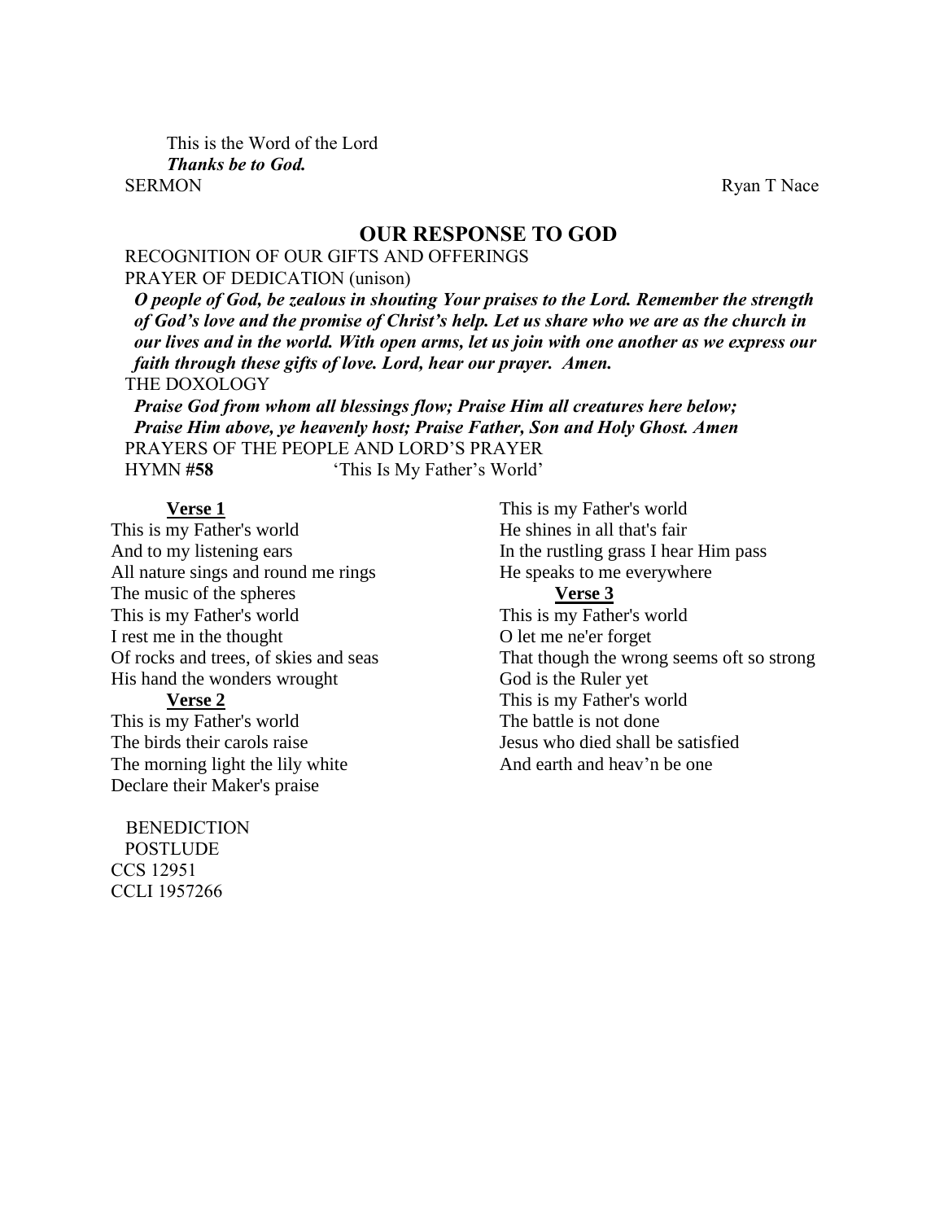This is the Word of the Lord
***Thanks be to God.***

SERMON Ryan T Nace

## OUR RESPONSE TO GOD

RECOGNITION OF OUR GIFTS AND OFFERINGS

PRAYER OF DEDICATION (unison)

***O people of God, be zealous in shouting Your praises to the Lord. Remember the strength of God's love and the promise of Christ's help. Let us share who we are as the church in our lives and in the world. With open arms, let us join with one another as we express our faith through these gifts of love. Lord, hear our prayer. Amen.***

THE DOXOLOGY

***Praise God from whom all blessings flow; Praise Him all creatures here below;***
***Praise Him above, ye heavenly host; Praise Father, Son and Holy Ghost. Amen***

PRAYERS OF THE PEOPLE AND LORD'S PRAYER

HYMN **#58** 'This Is My Father's World'

**Verse 1**

This is my Father's world
And to my listening ears
All nature sings and round me rings
The music of the spheres
This is my Father's world
I rest me in the thought
Of rocks and trees, of skies and seas
His hand the wonders wrought

**Verse 2**

This is my Father's world
The birds their carols raise
The morning light the lily white
Declare their Maker's praise
This is my Father's world
He shines in all that's fair
In the rustling grass I hear Him pass
He speaks to me everywhere

**Verse 3**

This is my Father's world
O let me ne'er forget
That though the wrong seems oft so strong
God is the Ruler yet
This is my Father's world
The battle is not done
Jesus who died shall be satisfied
And earth and heav'n be one

BENEDICTION

POSTLUDE

CCS 12951

CCLI 1957266